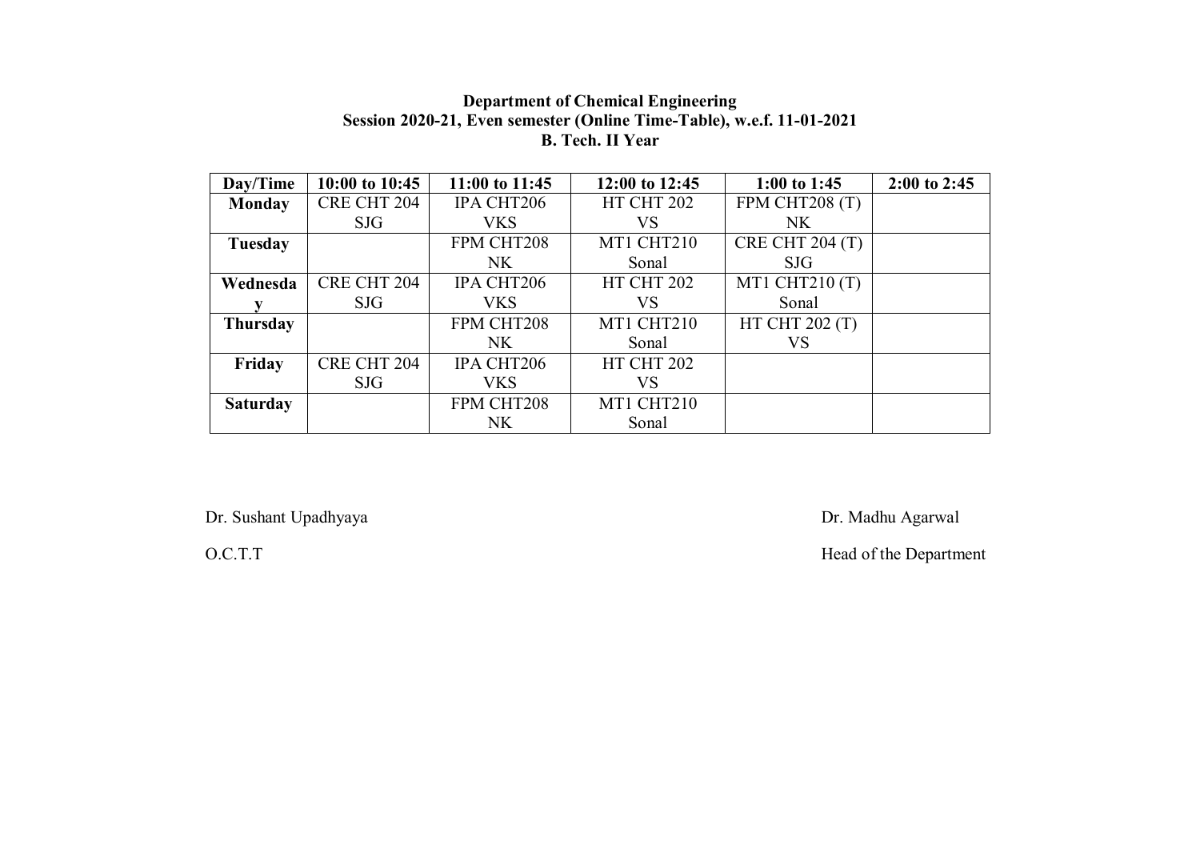**Department of Chemical Engineering**
**Session 2020-21, Even semester (Online Time-Table), w.e.f. 11-01-2021**
**B. Tech. II Year**

| Day/Time | 10:00 to 10:45 | 11:00 to 11:45 | 12:00 to 12:45 | 1:00 to 1:45 | 2:00 to 2:45 |
|---|---|---|---|---|---|
| **Monday** | CRE CHT 204 SJG | IPA CHT206 VKS | HT CHT 202 VS | FPM CHT208 (T) NK | |
| **Tuesday** | | FPM CHT208 NK | MT1 CHT210 Sonal | CRE CHT 204 (T) SJG | |
| **Wednesday** | CRE CHT 204 SJG | IPA CHT206 VKS | HT CHT 202 VS | MT1 CHT210 (T) Sonal | |
| **Thursday** | | FPM CHT208 NK | MT1 CHT210 Sonal | HT CHT 202 (T) VS | |
| **Friday** | CRE CHT 204 SJG | IPA CHT206 VKS | HT CHT 202 VS | | |
| **Saturday** | | FPM CHT208 NK | MT1 CHT210 Sonal | | |

Dr. Sushant Upadhyaya

O.C.T.T

Dr. Madhu Agarwal

Head of the Department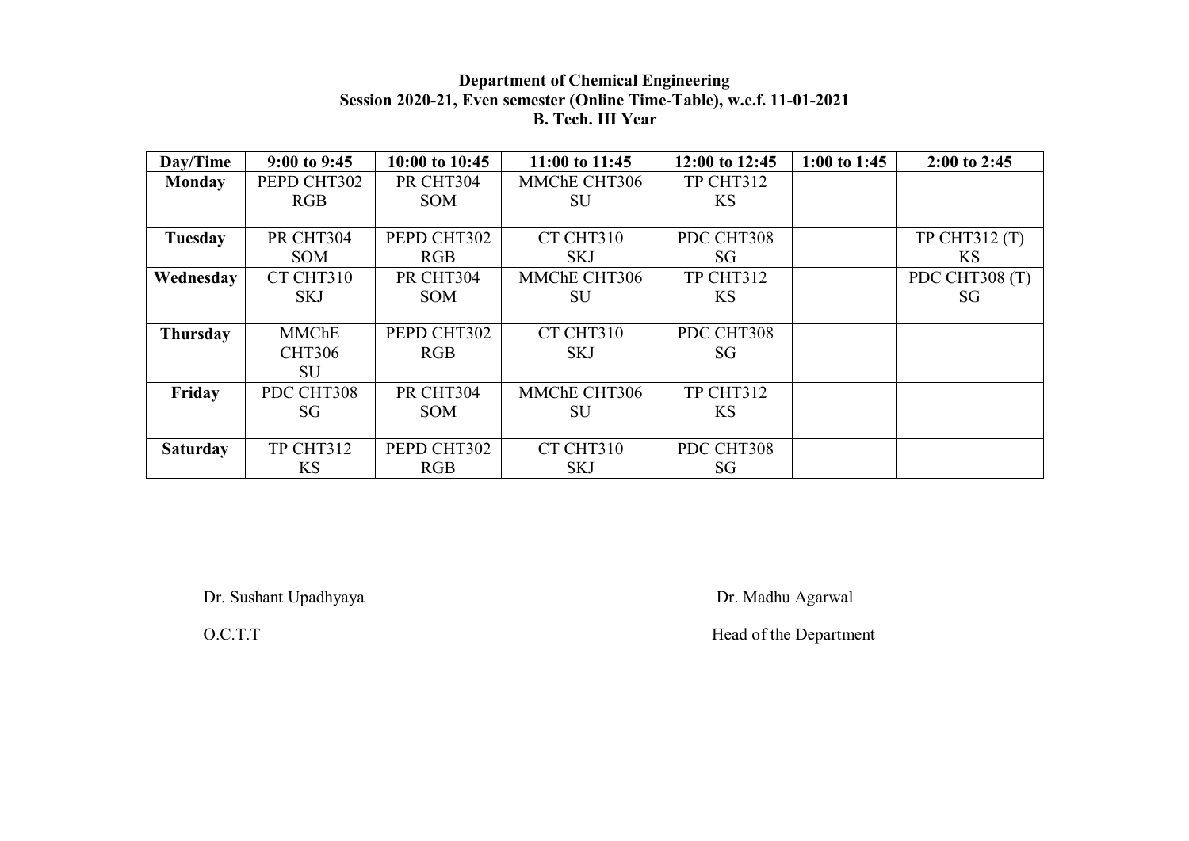**Department of Chemical Engineering**
**Session 2020-21, Even semester (Online Time-Table), w.e.f. 11-01-2021**
**B. Tech. III Year**

| Day/Time | 9:00 to 9:45 | 10:00 to 10:45 | 11:00 to 11:45 | 12:00 to 12:45 | 1:00 to 1:45 | 2:00 to 2:45 |
|---|---|---|---|---|---|---|
| **Monday** | PEPD CHT302 RGB | PR CHT304 SOM | MMChE CHT306 SU | TP CHT312 KS | | |
| **Tuesday** | PR CHT304 SOM | PEPD CHT302 RGB | CT CHT310 SKJ | PDC CHT308 SG | | TP CHT312 (T) KS |
| **Wednesday** | CT CHT310 SKJ | PR CHT304 SOM | MMChE CHT306 SU | TP CHT312 KS | | PDC CHT308 (T) SG |
| **Thursday** | MMChE CHT306 SU | PEPD CHT302 RGB | CT CHT310 SKJ | PDC CHT308 SG | | |
| **Friday** | PDC CHT308 SG | PR CHT304 SOM | MMChE CHT306 SU | TP CHT312 KS | | |
| **Saturday** | TP CHT312 KS | PEPD CHT302 RGB | CT CHT310 SKJ | PDC CHT308 SG | | |

Dr. Sushant Upadhyaya
O.C.T.T

Dr. Madhu Agarwal
Head of the Department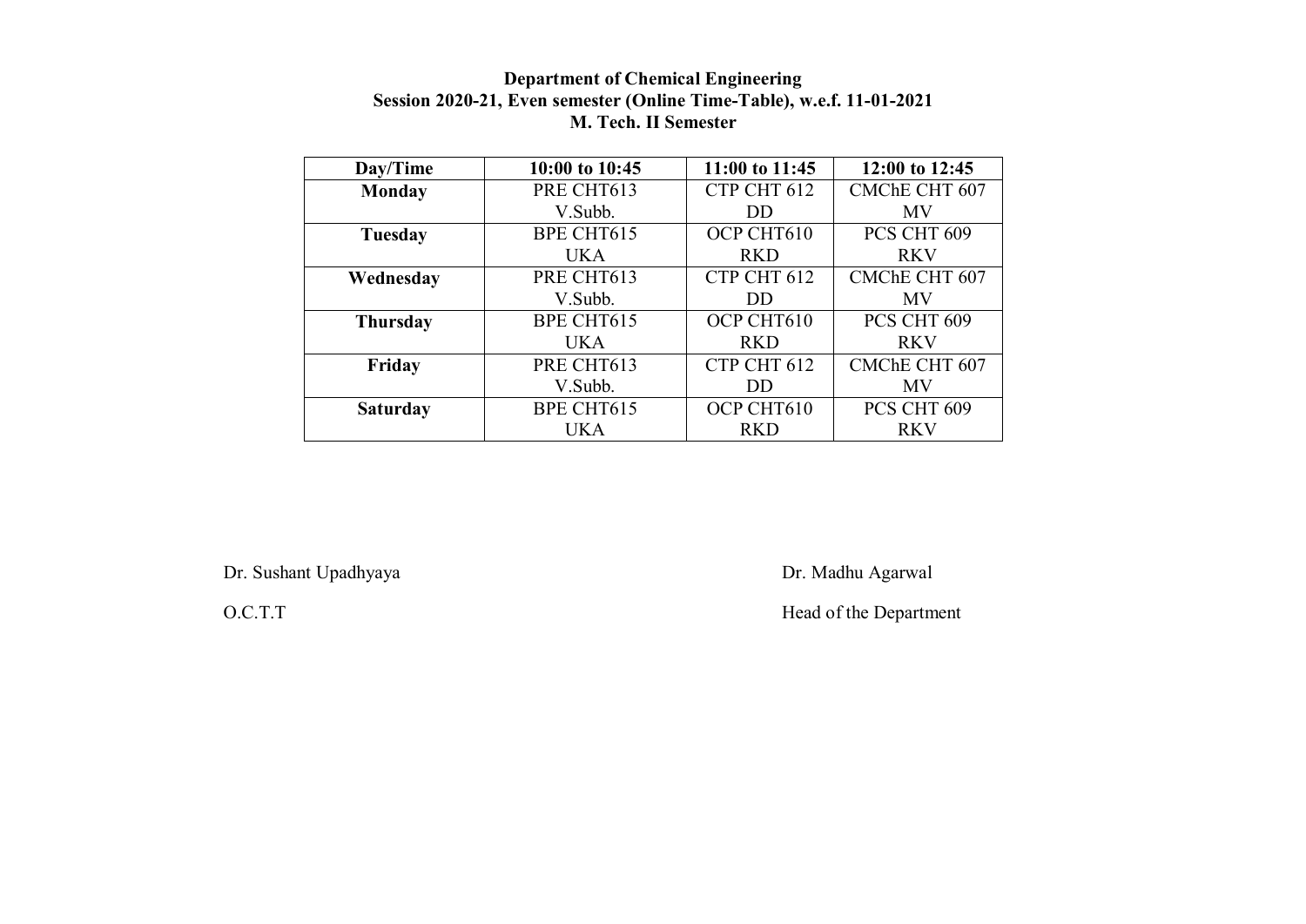**Department of Chemical Engineering**
**Session 2020-21, Even semester (Online Time-Table), w.e.f. 11-01-2021**
**M. Tech. II Semester**

| Day/Time | 10:00 to 10:45 | 11:00 to 11:45 | 12:00 to 12:45 |
|---|---|---|---|
| **Monday** | PRE CHT613 V.Subb. | CTP CHT 612 DD | CMChE CHT 607 MV |
| **Tuesday** | BPE CHT615 UKA | OCP CHT610 RKD | PCS CHT 609 RKV |
| **Wednesday** | PRE CHT613 V.Subb. | CTP CHT 612 DD | CMChE CHT 607 MV |
| **Thursday** | BPE CHT615 UKA | OCP CHT610 RKD | PCS CHT 609 RKV |
| **Friday** | PRE CHT613 V.Subb. | CTP CHT 612 DD | CMChE CHT 607 MV |
| **Saturday** | BPE CHT615 UKA | OCP CHT610 RKD | PCS CHT 609 RKV |

Dr. Sushant Upadhyaya
O.C.T.T

Dr. Madhu Agarwal
Head of the Department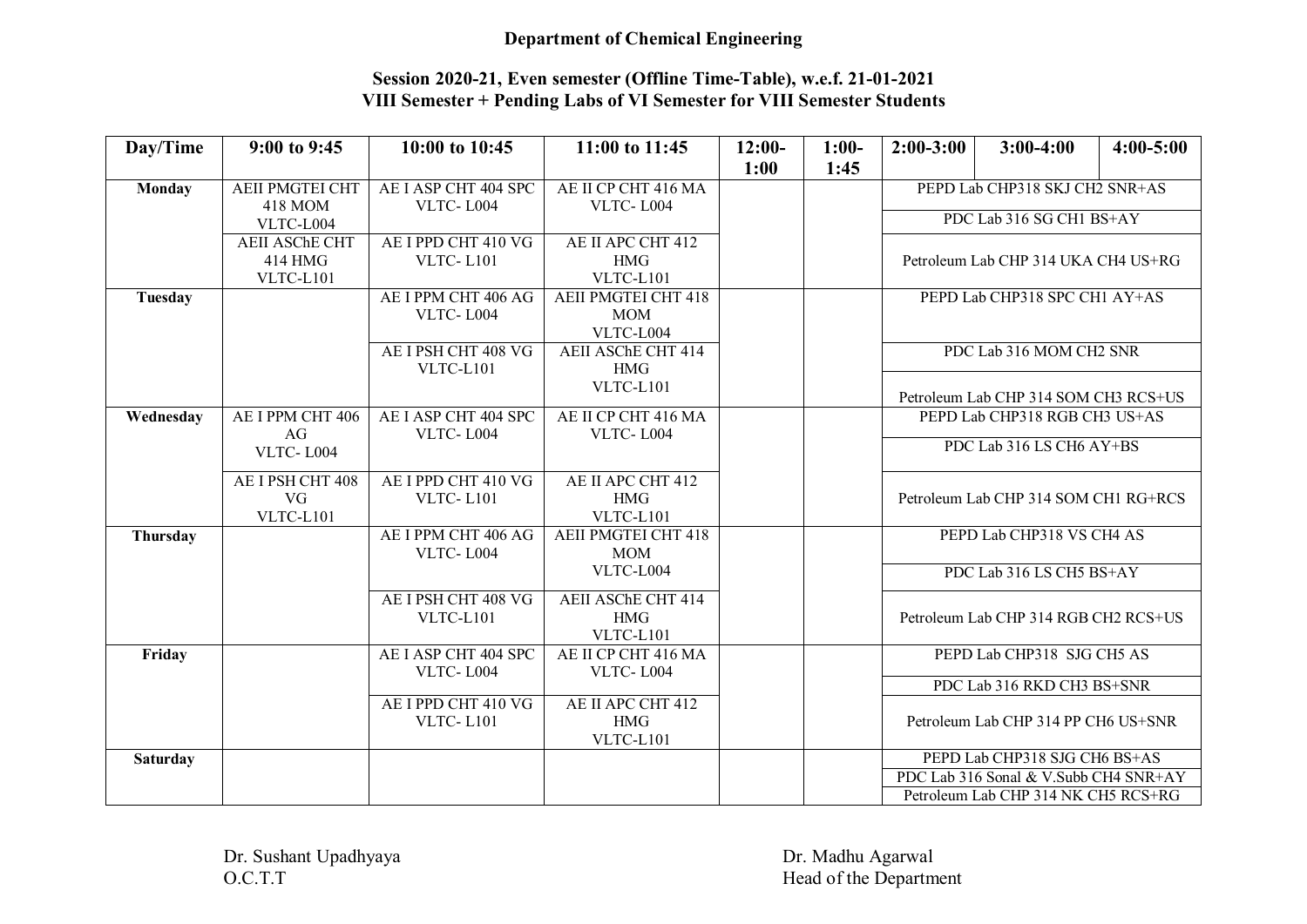**Department of Chemical Engineering**

**Session 2020-21, Even semester (Offline Time-Table), w.e.f. 21-01-2021**
**VIII Semester + Pending Labs of VI Semester for VIII Semester Students**

| Day/Time | 9:00 to 9:45 | 10:00 to 10:45 | 11:00 to 11:45 | 12:00-1:00 | 1:00-1:45 | 2:00-3:00 | 3:00-4:00 | 4:00-5:00 |
|---|---|---|---|---|---|---|---|---|
| **Monday** | AEII PMGTEI CHT 418 MOM VLTC-L004 | AE I ASP CHT 404 SPC VLTC- L004 | AE II CP CHT 416 MA VLTC- L004 | | | PEPD Lab CHP318 SKJ CH2 SNR+AS | | |
| | | | | | | PDC Lab 316 SG CH1 BS+AY | | |
| | AEII ASChE CHT 414 HMG VLTC-L101 | AE I PPD CHT 410 VG VLTC- L101 | AE II APC CHT 412 HMG VLTC-L101 | | | Petroleum Lab CHP 314 UKA CH4 US+RG | | |
| **Tuesday** | | AE I PPM CHT 406 AG VLTC- L004 | AEII PMGTEI CHT 418 MOM VLTC-L004 | | | PEPD Lab CHP318 SPC CH1 AY+AS | | |
| | | AE I PSH CHT 408 VG VLTC-L101 | AEII ASChE CHT 414 HMG VLTC-L101 | | | PDC Lab 316 MOM CH2 SNR | | |
| | | | | | | Petroleum Lab CHP 314 SOM CH3 RCS+US | | |
| **Wednesday** | AE I PPM CHT 406 AG VLTC- L004 | AE I ASP CHT 404 SPC VLTC- L004 | AE II CP CHT 416 MA VLTC- L004 | | | PEPD Lab CHP318 RGB CH3 US+AS | | |
| | | | | | | PDC Lab 316 LS CH6 AY+BS | | |
| | AE I PSH CHT 408 VG VLTC-L101 | AE I PPD CHT 410 VG VLTC- L101 | AE II APC CHT 412 HMG VLTC-L101 | | | Petroleum Lab CHP 314 SOM CH1 RG+RCS | | |
| **Thursday** | | AE I PPM CHT 406 AG VLTC- L004 | AEII PMGTEI CHT 418 MOM VLTC-L004 | | | PEPD Lab CHP318 VS CH4 AS | | |
| | | | | | | PDC Lab 316 LS CH5 BS+AY | | |
| | | AE I PSH CHT 408 VG VLTC-L101 | AEII ASChE CHT 414 HMG VLTC-L101 | | | Petroleum Lab CHP 314 RGB CH2 RCS+US | | |
| **Friday** | | AE I ASP CHT 404 SPC VLTC- L004 | AE II CP CHT 416 MA VLTC- L004 | | | PEPD Lab CHP318 SJG CH5 AS | | |
| | | | | | | PDC Lab 316 RKD CH3 BS+SNR | | |
| | | AE I PPD CHT 410 VG VLTC- L101 | AE II APC CHT 412 HMG VLTC-L101 | | | Petroleum Lab CHP 314 PP CH6 US+SNR | | |
| **Saturday** | | | | | | PEPD Lab CHP318 SJG CH6 BS+AS | | |
| | | | | | | PDC Lab 316 Sonal & V.Subb CH4 SNR+AY | | |
| | | | | | | Petroleum Lab CHP 314 NK CH5 RCS+RG | | |

Dr. Sushant Upadhyaya
O.C.T.T

Dr. Madhu Agarwal
Head of the Department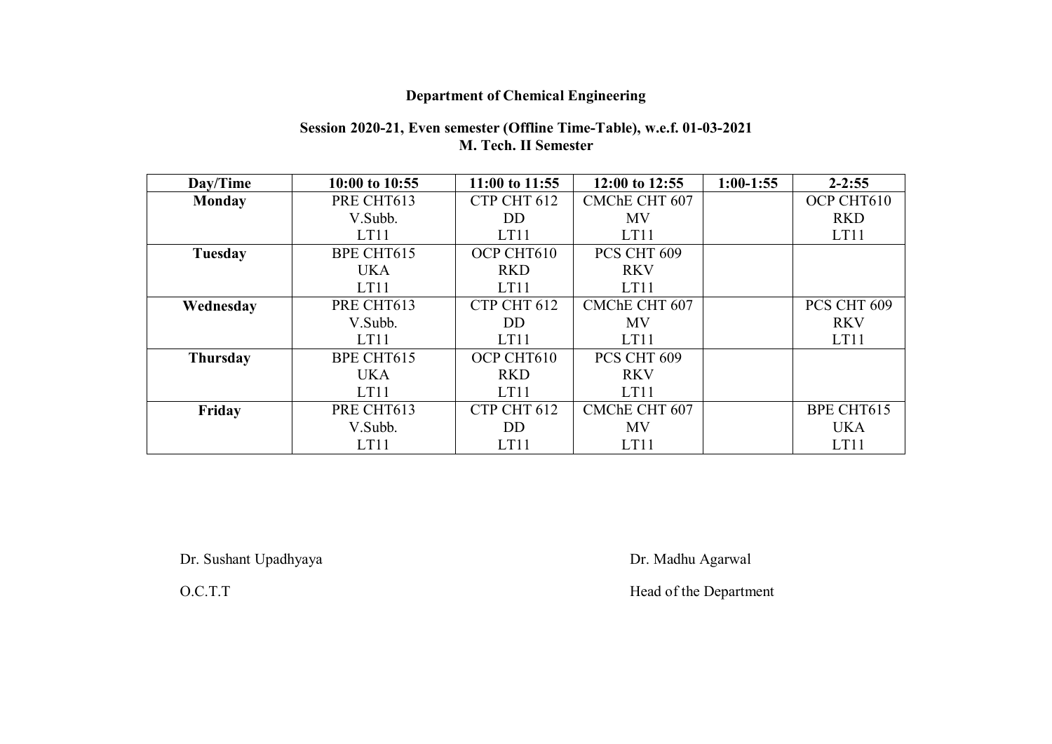**Department of Chemical Engineering**

**Session 2020-21, Even semester (Offline Time-Table), w.e.f. 01-03-2021**
**M. Tech. II Semester**

| Day/Time | 10:00 to 10:55 | 11:00 to 11:55 | 12:00 to 12:55 | 1:00-1:55 | 2-2:55 |
|---|---|---|---|---|---|
| **Monday** | PRE CHT613 V.Subb. LT11 | CTP CHT 612 DD LT11 | CMChE CHT 607 MV LT11 | | OCP CHT610 RKD LT11 |
| **Tuesday** | BPE CHT615 UKA LT11 | OCP CHT610 RKD LT11 | PCS CHT 609 RKV LT11 | | |
| **Wednesday** | PRE CHT613 V.Subb. LT11 | CTP CHT 612 DD LT11 | CMChE CHT 607 MV LT11 | | PCS CHT 609 RKV LT11 |
| **Thursday** | BPE CHT615 UKA LT11 | OCP CHT610 RKD LT11 | PCS CHT 609 RKV LT11 | | |
| **Friday** | PRE CHT613 V.Subb. LT11 | CTP CHT 612 DD LT11 | CMChE CHT 607 MV LT11 | | BPE CHT615 UKA LT11 |

Dr. Sushant Upadhyaya
O.C.T.T

Dr. Madhu Agarwal
Head of the Department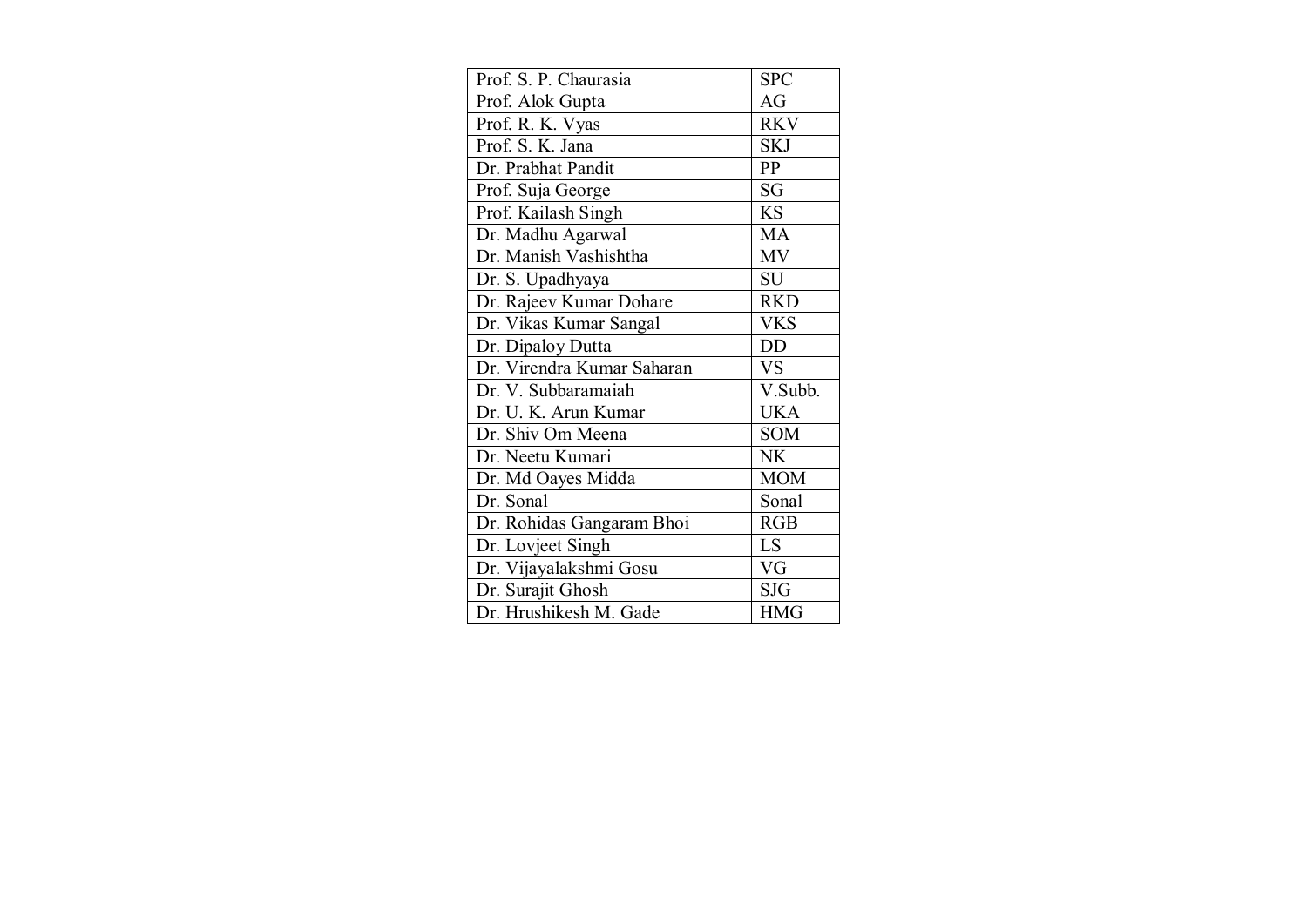| | |
|---|---|
| Prof. S. P. Chaurasia | SPC |
| Prof. Alok Gupta | AG |
| Prof. R. K. Vyas | RKV |
| Prof. S. K. Jana | SKJ |
| Dr. Prabhat Pandit | PP |
| Prof. Suja George | SG |
| Prof. Kailash Singh | KS |
| Dr. Madhu Agarwal | MA |
| Dr. Manish Vashishtha | MV |
| Dr. S. Upadhyaya | SU |
| Dr. Rajeev Kumar Dohare | RKD |
| Dr. Vikas Kumar Sangal | VKS |
| Dr. Dipaloy Dutta | DD |
| Dr. Virendra Kumar Saharan | VS |
| Dr. V. Subbaramaiah | V.Subb. |
| Dr. U. K. Arun Kumar | UKA |
| Dr. Shiv Om Meena | SOM |
| Dr. Neetu Kumari | NK |
| Dr. Md Oayes Midda | MOM |
| Dr. Sonal | Sonal |
| Dr. Rohidas Gangaram Bhoi | RGB |
| Dr. Lovjeet Singh | LS |
| Dr. Vijayalakshmi Gosu | VG |
| Dr. Surajit Ghosh | SJG |
| Dr. Hrushikesh M. Gade | HMG |